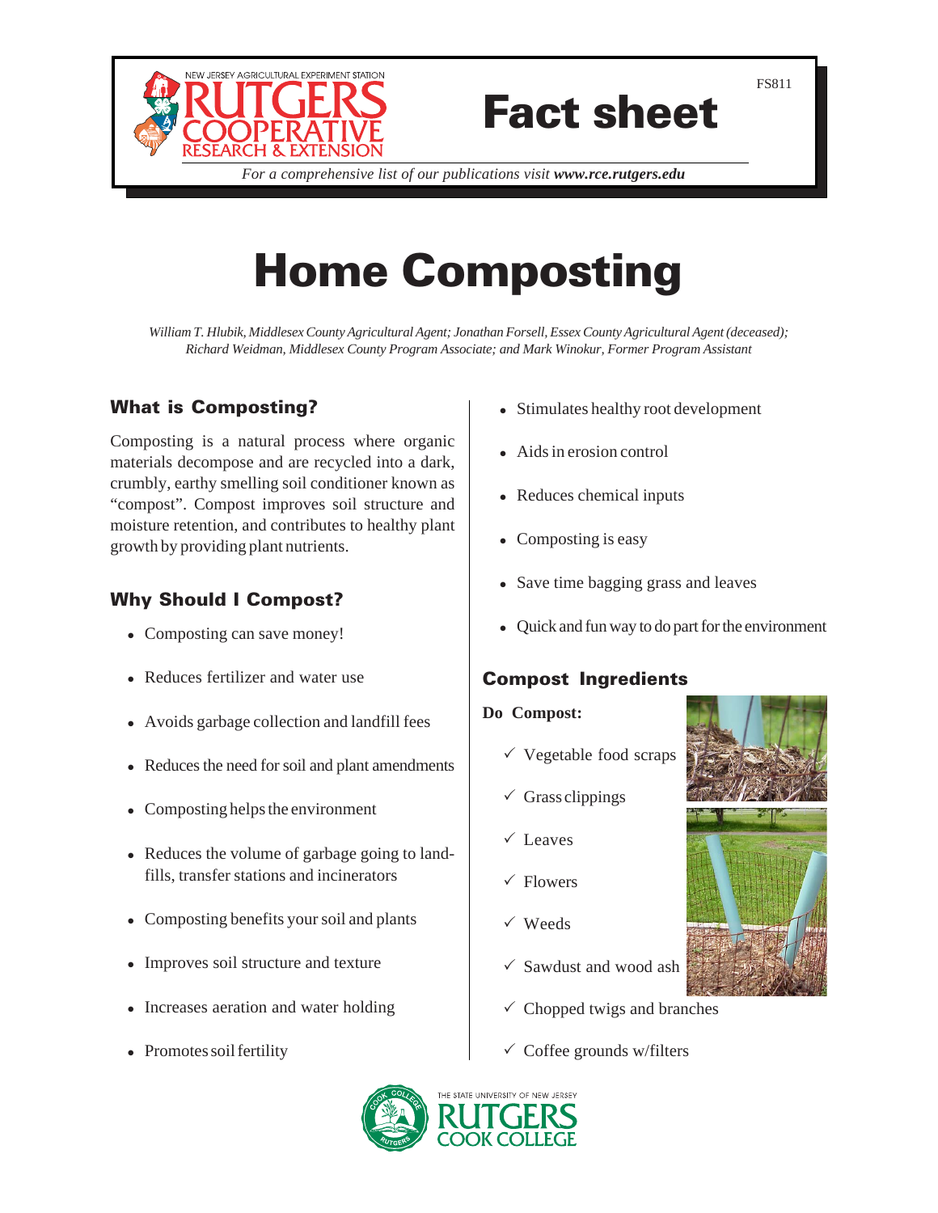NEW JERSEY AGRICULTURAL EXPERIMENT STATION
RUTGERS COOPERATIVE RESEARCH & EXTENSION

# Fact sheet

FS811

*For a comprehensive list of our publications visit* ***www.rce.rutgers.edu***

# Home Composting

*William T. Hlubik, Middlesex County Agricultural Agent; Jonathan Forsell, Essex County Agricultural Agent (deceased); Richard Weidman, Middlesex County Program Associate; and Mark Winokur, Former Program Assistant*

## What is Composting?

Composting is a natural process where organic materials decompose and are recycled into a dark, crumbly, earthy smelling soil conditioner known as "compost". Compost improves soil structure and moisture retention, and contributes to healthy plant growth by providing plant nutrients.

## Why Should I Compost?

- Composting can save money!
- Reduces fertilizer and water use
- Avoids garbage collection and landfill fees
- Reduces the need for soil and plant amendments
- Composting helps the environment
- Reduces the volume of garbage going to landfills, transfer stations and incinerators
- Composting benefits your soil and plants
- Improves soil structure and texture
- Increases aeration and water holding
- Promotes soil fertility
- Stimulates healthy root development
- Aids in erosion control
- Reduces chemical inputs
- Composting is easy
- Save time bagging grass and leaves
- Quick and fun way to do part for the environment

## Compost Ingredients

**Do Compost:**

- ✓ Vegetable food scraps
- ✓ Grass clippings
- ✓ Leaves
- ✓ Flowers
- ✓ Weeds
- ✓ Sawdust and wood ash
- ✓ Chopped twigs and branches
- ✓ Coffee grounds w/filters

THE STATE UNIVERSITY OF NEW JERSEY RUTGERS COOK COLLEGE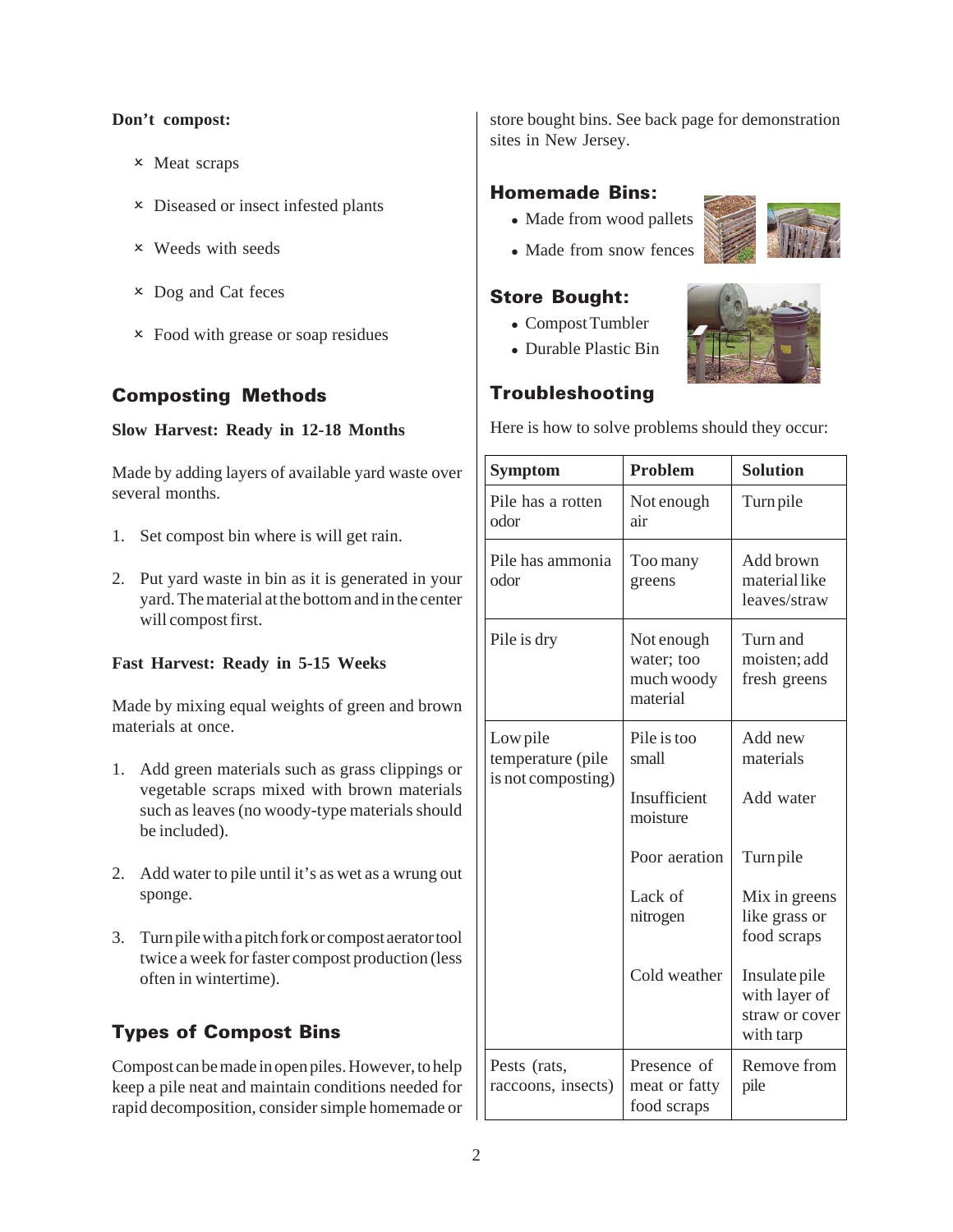**Don't compost:**

- × Meat scraps
- × Diseased or insect infested plants
- × Weeds with seeds
- × Dog and Cat feces
- × Food with grease or soap residues

## Composting Methods

**Slow Harvest: Ready in 12-18 Months**

Made by adding layers of available yard waste over several months.

1. Set compost bin where is will get rain.
2. Put yard waste in bin as it is generated in your yard. The material at the bottom and in the center will compost first.

**Fast Harvest: Ready in 5-15 Weeks**

Made by mixing equal weights of green and brown materials at once.

1. Add green materials such as grass clippings or vegetable scraps mixed with brown materials such as leaves (no woody-type materials should be included).
2. Add water to pile until it's as wet as a wrung out sponge.
3. Turn pile with a pitch fork or compost aerator tool twice a week for faster compost production (less often in wintertime).

## Types of Compost Bins

Compost can be made in open piles. However, to help keep a pile neat and maintain conditions needed for rapid decomposition, consider simple homemade or store bought bins. See back page for demonstration sites in New Jersey.

### Homemade Bins:

- Made from wood pallets
- Made from snow fences

### Store Bought:

- Compost Tumbler
- Durable Plastic Bin

## Troubleshooting

Here is how to solve problems should they occur:

| Symptom | Problem | Solution |
|---|---|---|
| Pile has a rotten odor | Not enough air | Turn pile |
| Pile has ammonia odor | Too many greens | Add brown material like leaves/straw |
| Pile is dry | Not enough water; too much woody material | Turn and moisten; add fresh greens |
| Low pile temperature (pile is not composting) | Pile is too small | Add new materials |
| | Insufficient moisture | Add water |
| | Poor aeration | Turn pile |
| | Lack of nitrogen | Mix in greens like grass or food scraps |
| | Cold weather | Insulate pile with layer of straw or cover with tarp |
| Pests (rats, raccoons, insects) | Presence of meat or fatty food scraps | Remove from pile |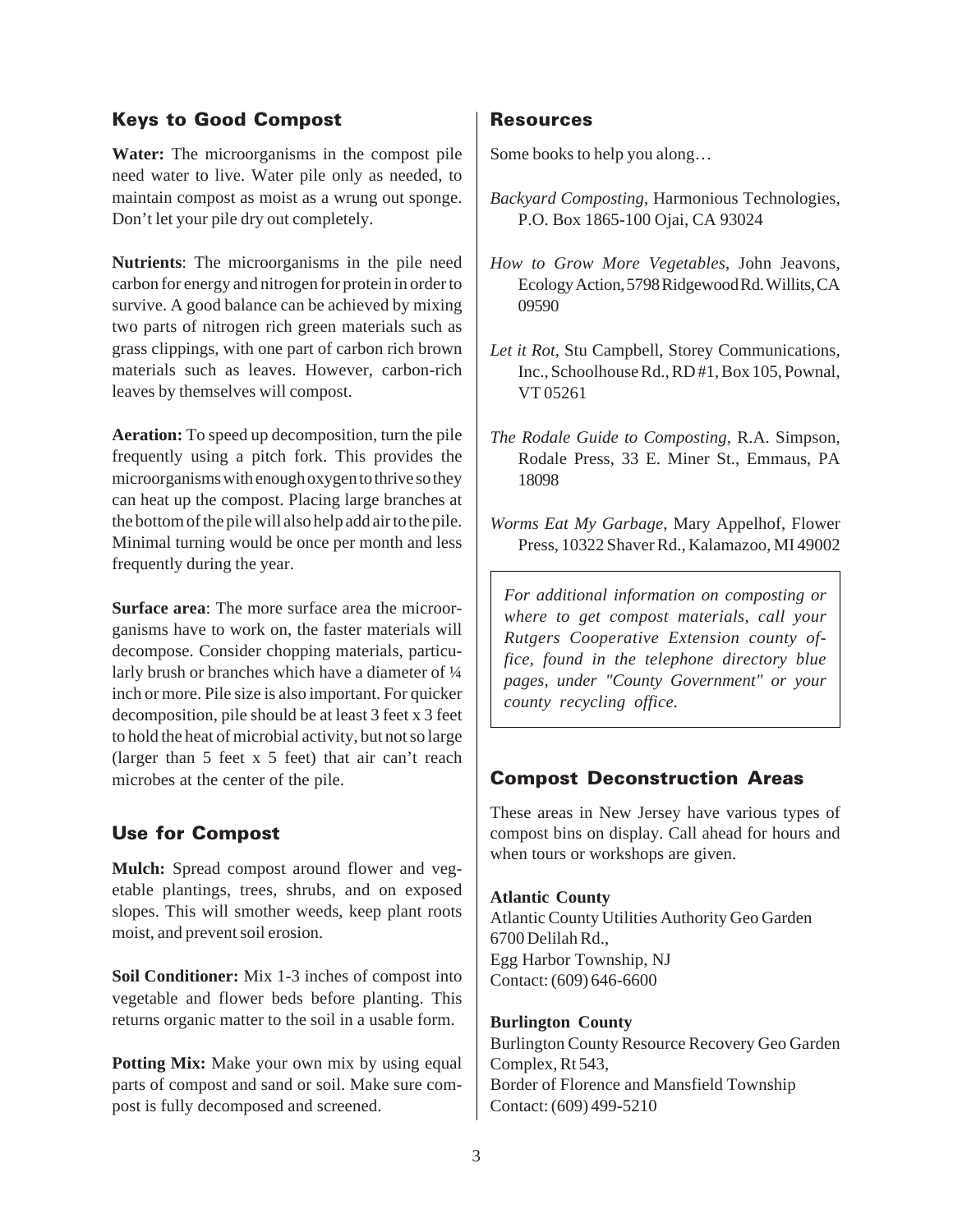## Keys to Good Compost

**Water:** The microorganisms in the compost pile need water to live. Water pile only as needed, to maintain compost as moist as a wrung out sponge. Don't let your pile dry out completely.

**Nutrients**: The microorganisms in the pile need carbon for energy and nitrogen for protein in order to survive. A good balance can be achieved by mixing two parts of nitrogen rich green materials such as grass clippings, with one part of carbon rich brown materials such as leaves. However, carbon-rich leaves by themselves will compost.

**Aeration:** To speed up decomposition, turn the pile frequently using a pitch fork. This provides the microorganisms with enough oxygen to thrive so they can heat up the compost. Placing large branches at the bottom of the pile will also help add air to the pile. Minimal turning would be once per month and less frequently during the year.

**Surface area**: The more surface area the microorganisms have to work on, the faster materials will decompose. Consider chopping materials, particularly brush or branches which have a diameter of ¼ inch or more. Pile size is also important. For quicker decomposition, pile should be at least 3 feet x 3 feet to hold the heat of microbial activity, but not so large (larger than 5 feet x 5 feet) that air can't reach microbes at the center of the pile.

## Use for Compost

**Mulch:** Spread compost around flower and vegetable plantings, trees, shrubs, and on exposed slopes. This will smother weeds, keep plant roots moist, and prevent soil erosion.

**Soil Conditioner:** Mix 1-3 inches of compost into vegetable and flower beds before planting. This returns organic matter to the soil in a usable form.

**Potting Mix:** Make your own mix by using equal parts of compost and sand or soil. Make sure compost is fully decomposed and screened.

## Resources

Some books to help you along…

*Backyard Composting*, Harmonious Technologies, P.O. Box 1865-100 Ojai, CA 93024

*How to Grow More Vegetables*, John Jeavons, Ecology Action, 5798 Ridgewood Rd. Willits, CA 09590

*Let it Rot*, Stu Campbell, Storey Communications, Inc., Schoolhouse Rd., RD #1, Box 105, Pownal, VT 05261

*The Rodale Guide to Composting*, R.A. Simpson, Rodale Press, 33 E. Miner St., Emmaus, PA 18098

*Worms Eat My Garbage*, Mary Appelhof, Flower Press, 10322 Shaver Rd., Kalamazoo, MI 49002

*For additional information on composting or where to get compost materials, call your Rutgers Cooperative Extension county office, found in the telephone directory blue pages, under "County Government" or your county recycling office.*

## Compost Deconstruction Areas

These areas in New Jersey have various types of compost bins on display. Call ahead for hours and when tours or workshops are given.

**Atlantic County**
Atlantic County Utilities Authority Geo Garden
6700 Delilah Rd.,
Egg Harbor Township, NJ
Contact: (609) 646-6600

**Burlington County**
Burlington County Resource Recovery Geo Garden Complex, Rt 543,
Border of Florence and Mansfield Township
Contact: (609) 499-5210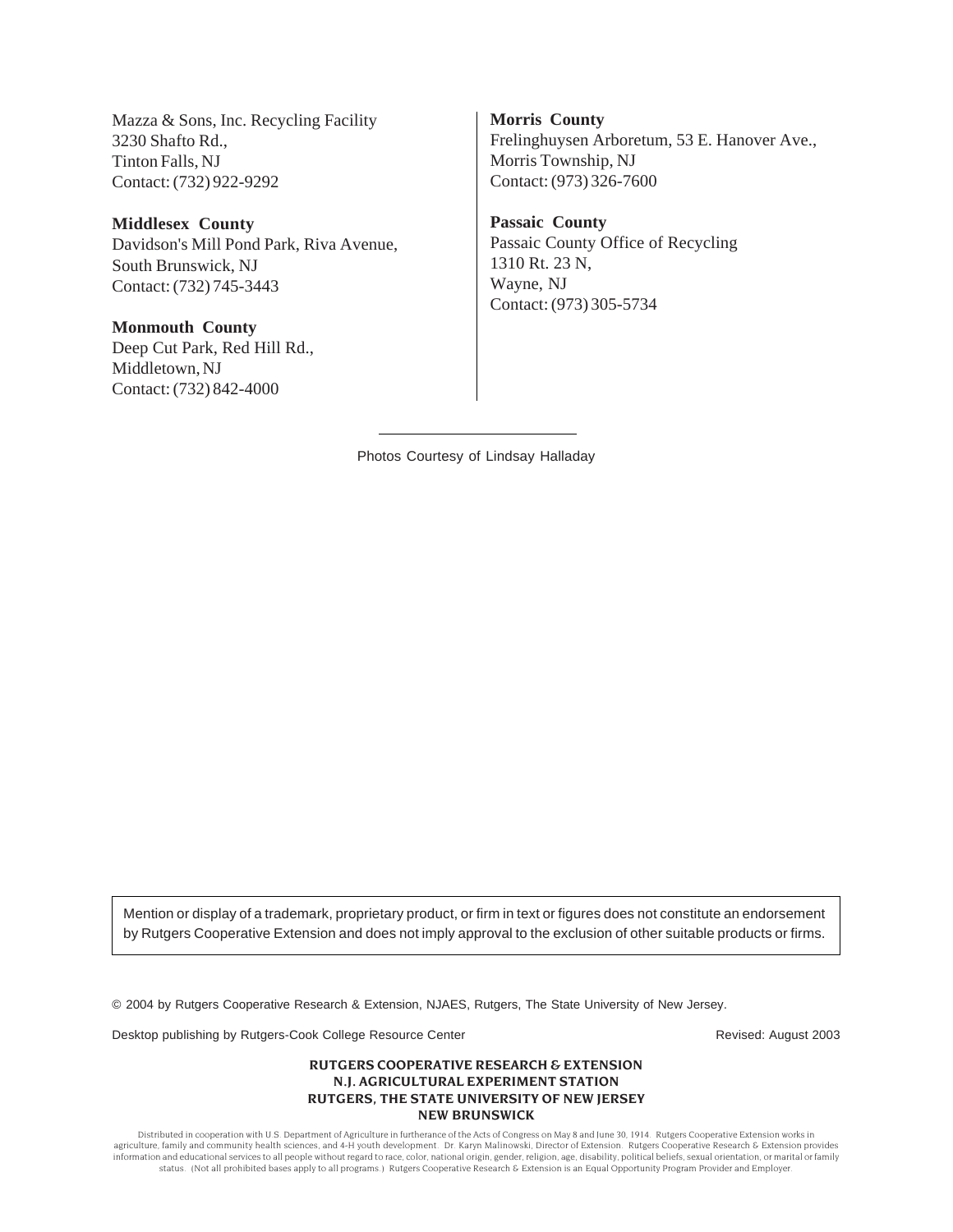Mazza & Sons, Inc. Recycling Facility
3230 Shafto Rd.,
Tinton Falls, NJ
Contact: (732) 922-9292

**Middlesex County**
Davidson's Mill Pond Park, Riva Avenue,
South Brunswick, NJ
Contact: (732) 745-3443

**Monmouth County**
Deep Cut Park, Red Hill Rd.,
Middletown, NJ
Contact: (732) 842-4000

**Morris County**
Frelinghuysen Arboretum, 53 E. Hanover Ave.,
Morris Township, NJ
Contact: (973) 326-7600

**Passaic County**
Passaic County Office of Recycling
1310 Rt. 23 N,
Wayne, NJ
Contact: (973) 305-5734

---

Photos Courtesy of Lindsay Halladay

Mention or display of a trademark, proprietary product, or firm in text or figures does not constitute an endorsement by Rutgers Cooperative Extension and does not imply approval to the exclusion of other suitable products or firms.

© 2004 by Rutgers Cooperative Research & Extension, NJAES, Rutgers, The State University of New Jersey.

Desktop publishing by Rutgers-Cook College Resource Center

Revised: August 2003

**RUTGERS COOPERATIVE RESEARCH & EXTENSION**
**N.J. AGRICULTURAL EXPERIMENT STATION**
**RUTGERS, THE STATE UNIVERSITY OF NEW JERSEY**
**NEW BRUNSWICK**

Distributed in cooperation with U.S. Department of Agriculture in furtherance of the Acts of Congress on May 8 and June 30, 1914. Rutgers Cooperative Extension works in agriculture, family and community health sciences, and 4-H youth development. Dr. Karyn Malinowski, Director of Extension. Rutgers Cooperative Research & Extension provides information and educational services to all people without regard to race, color, national origin, gender, religion, age, disability, political beliefs, sexual orientation, or marital or family status. (Not all prohibited bases apply to all programs.) Rutgers Cooperative Research & Extension is an Equal Opportunity Program Provider and Employer.